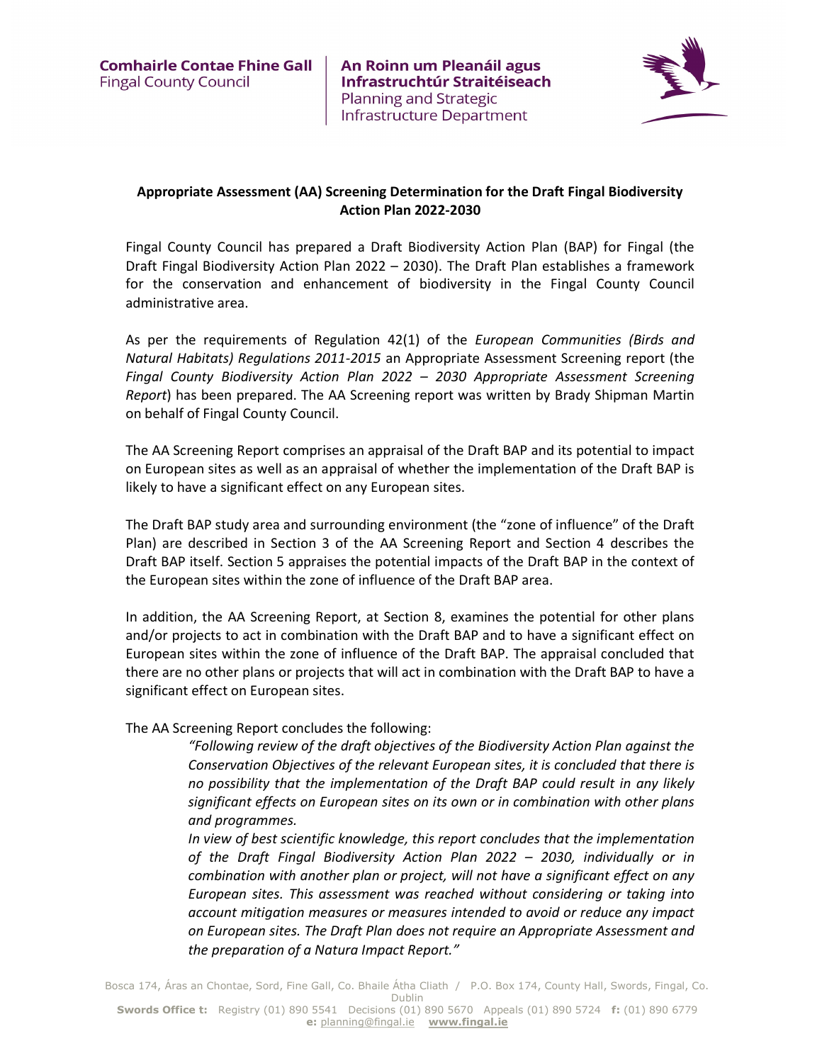Comhairle Contae Fhine Gall
Fingal County Council

**An Roinn um Pleanáil agus Infrastruchtúr Straitéiseach**
Planning and Strategic Infrastructure Department

**Appropriate Assessment (AA) Screening Determination for the Draft Fingal Biodiversity Action Plan 2022-2030**

Fingal County Council has prepared a Draft Biodiversity Action Plan (BAP) for Fingal (the Draft Fingal Biodiversity Action Plan 2022 – 2030). The Draft Plan establishes a framework for the conservation and enhancement of biodiversity in the Fingal County Council administrative area.

As per the requirements of Regulation 42(1) of the *European Communities (Birds and Natural Habitats) Regulations 2011-2015* an Appropriate Assessment Screening report (the *Fingal County Biodiversity Action Plan 2022 – 2030 Appropriate Assessment Screening Report*) has been prepared. The AA Screening report was written by Brady Shipman Martin on behalf of Fingal County Council.

The AA Screening Report comprises an appraisal of the Draft BAP and its potential to impact on European sites as well as an appraisal of whether the implementation of the Draft BAP is likely to have a significant effect on any European sites.

The Draft BAP study area and surrounding environment (the "zone of influence" of the Draft Plan) are described in Section 3 of the AA Screening Report and Section 4 describes the Draft BAP itself. Section 5 appraises the potential impacts of the Draft BAP in the context of the European sites within the zone of influence of the Draft BAP area.

In addition, the AA Screening Report, at Section 8, examines the potential for other plans and/or projects to act in combination with the Draft BAP and to have a significant effect on European sites within the zone of influence of the Draft BAP. The appraisal concluded that there are no other plans or projects that will act in combination with the Draft BAP to have a significant effect on European sites.

The AA Screening Report concludes the following:

> *"Following review of the draft objectives of the Biodiversity Action Plan against the Conservation Objectives of the relevant European sites, it is concluded that there is no possibility that the implementation of the Draft BAP could result in any likely significant effects on European sites on its own or in combination with other plans and programmes.*
>
> *In view of best scientific knowledge, this report concludes that the implementation of the Draft Fingal Biodiversity Action Plan 2022 – 2030, individually or in combination with another plan or project, will not have a significant effect on any European sites. This assessment was reached without considering or taking into account mitigation measures or measures intended to avoid or reduce any impact on European sites. The Draft Plan does not require an Appropriate Assessment and the preparation of a Natura Impact Report."*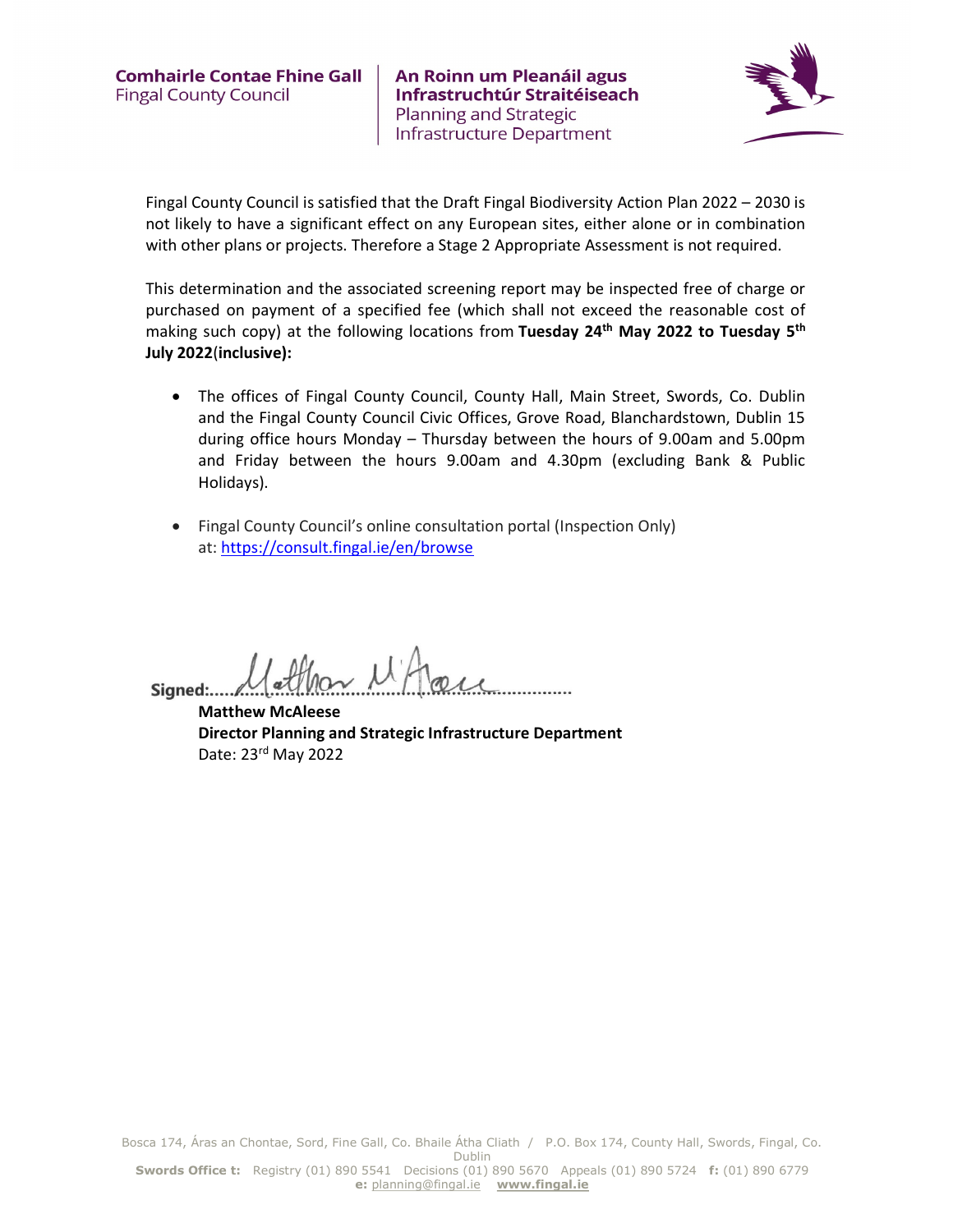Fingal County Council is satisfied that the Draft Fingal Biodiversity Action Plan 2022 – 2030 is not likely to have a significant effect on any European sites, either alone or in combination with other plans or projects. Therefore a Stage 2 Appropriate Assessment is not required.

This determination and the associated screening report may be inspected free of charge or purchased on payment of a specified fee (which shall not exceed the reasonable cost of making such copy) at the following locations from **Tuesday 24th May 2022 to Tuesday 5th July 2022**(**inclusive):**

- The offices of Fingal County Council, County Hall, Main Street, Swords, Co. Dublin and the Fingal County Council Civic Offices, Grove Road, Blanchardstown, Dublin 15 during office hours Monday – Thursday between the hours of 9.00am and 5.00pm and Friday between the hours 9.00am and 4.30pm (excluding Bank & Public Holidays).

- Fingal County Council's online consultation portal (Inspection Only) at: https://consult.fingal.ie/en/browse

Signed:..........................................................

**Matthew McAleese**
**Director Planning and Strategic Infrastructure Department**
Date: 23rd May 2022